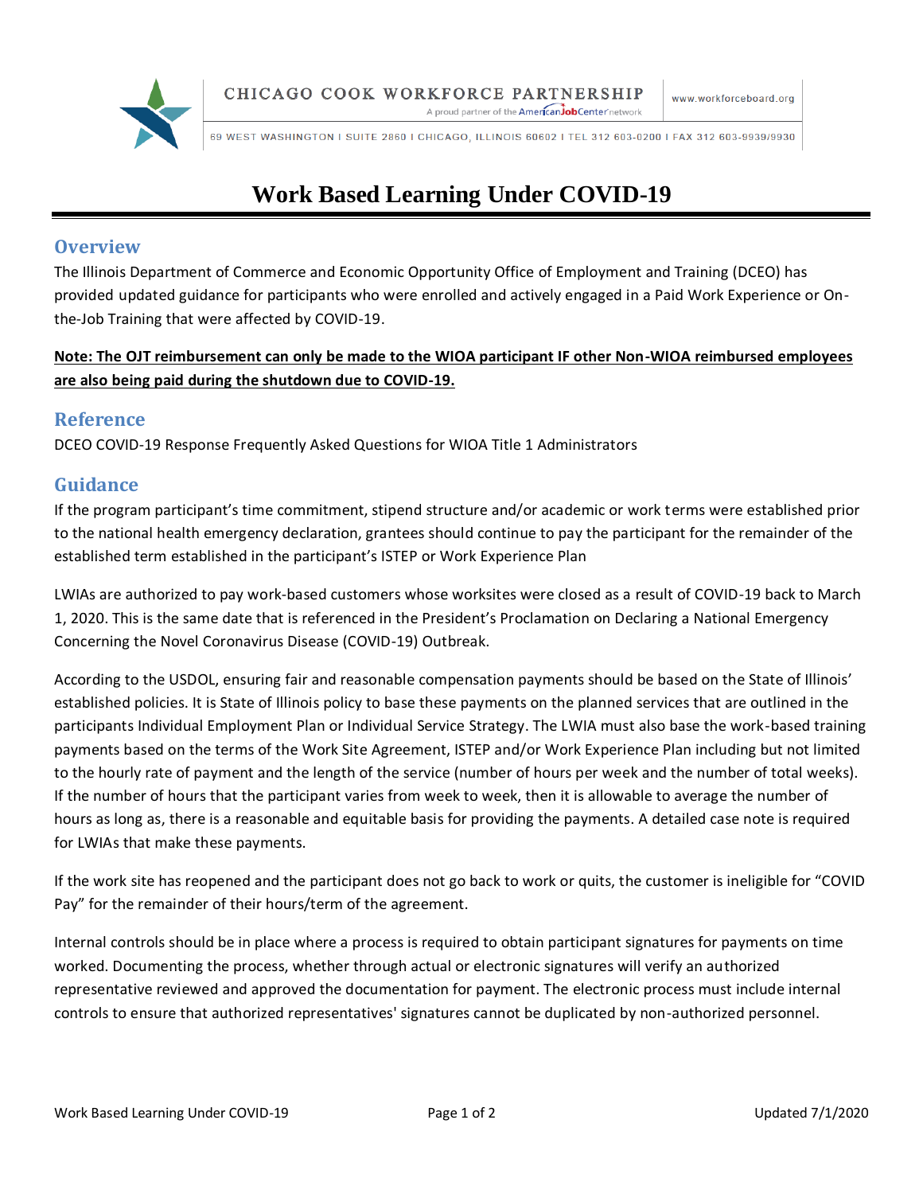# Work Based Learning Under COVID-19

## Overview

The Illinois Department of Commerce and Economic Opportunity Office of Employment and Training (DCEO) has provided updated guidance for participants who were enrolled and actively engaged in a Paid Work Experience or On-the-Job Training that were affected by COVID-19.

**Note: The OJT reimbursement can only be made to the WIOA participant IF other Non-WIOA reimbursed employees are also being paid during the shutdown due to COVID-19.**

## Reference

DCEO COVID-19 Response Frequently Asked Questions for WIOA Title 1 Administrators

## Guidance

If the program participant's time commitment, stipend structure and/or academic or work terms were established prior to the national health emergency declaration, grantees should continue to pay the participant for the remainder of the established term established in the participant's ISTEP or Work Experience Plan

LWIAs are authorized to pay work-based customers whose worksites were closed as a result of COVID-19 back to March 1, 2020. This is the same date that is referenced in the President's Proclamation on Declaring a National Emergency Concerning the Novel Coronavirus Disease (COVID-19) Outbreak.

According to the USDOL, ensuring fair and reasonable compensation payments should be based on the State of Illinois' established policies. It is State of Illinois policy to base these payments on the planned services that are outlined in the participants Individual Employment Plan or Individual Service Strategy. The LWIA must also base the work-based training payments based on the terms of the Work Site Agreement, ISTEP and/or Work Experience Plan including but not limited to the hourly rate of payment and the length of the service (number of hours per week and the number of total weeks). If the number of hours that the participant varies from week to week, then it is allowable to average the number of hours as long as, there is a reasonable and equitable basis for providing the payments. A detailed case note is required for LWIAs that make these payments.

If the work site has reopened and the participant does not go back to work or quits, the customer is ineligible for "COVID Pay" for the remainder of their hours/term of the agreement.

Internal controls should be in place where a process is required to obtain participant signatures for payments on time worked. Documenting the process, whether through actual or electronic signatures will verify an authorized representative reviewed and approved the documentation for payment. The electronic process must include internal controls to ensure that authorized representatives' signatures cannot be duplicated by non-authorized personnel.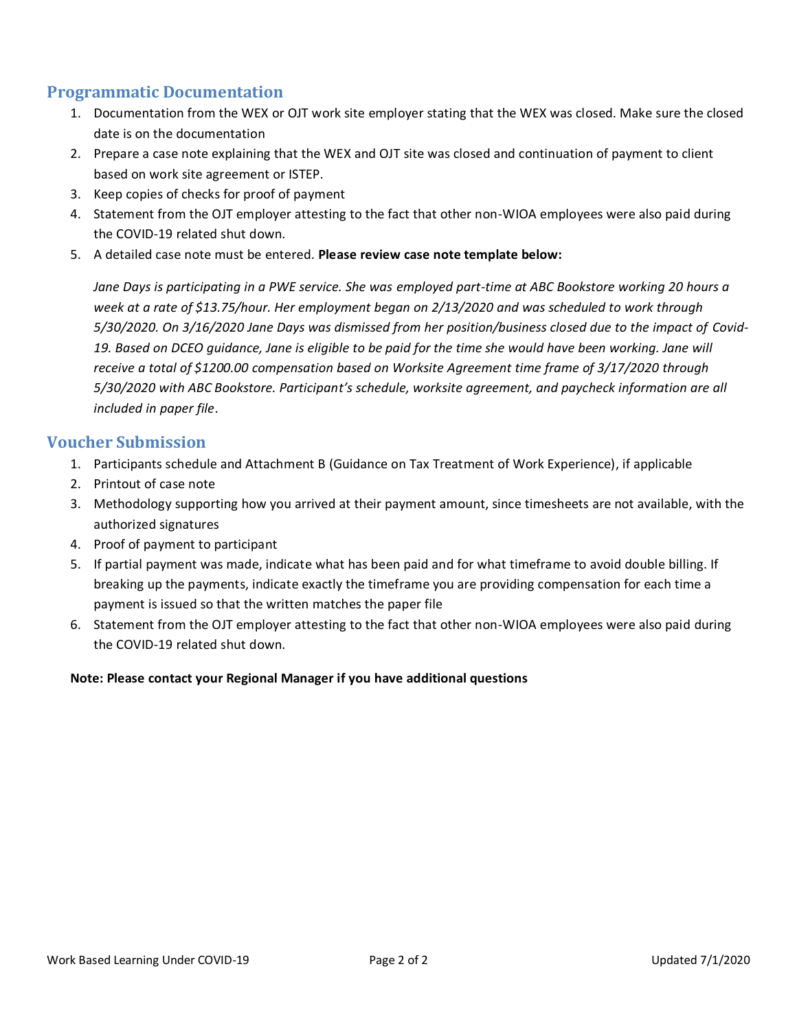## Programmatic Documentation

1. Documentation from the WEX or OJT work site employer stating that the WEX was closed. Make sure the closed date is on the documentation
2. Prepare a case note explaining that the WEX and OJT site was closed and continuation of payment to client based on work site agreement or ISTEP.
3. Keep copies of checks for proof of payment
4. Statement from the OJT employer attesting to the fact that other non-WIOA employees were also paid during the COVID-19 related shut down.
5. A detailed case note must be entered. **Please review case note template below:**

   *Jane Days is participating in a PWE service. She was employed part-time at ABC Bookstore working 20 hours a week at a rate of $13.75/hour. Her employment began on 2/13/2020 and was scheduled to work through 5/30/2020. On 3/16/2020 Jane Days was dismissed from her position/business closed due to the impact of Covid-19. Based on DCEO guidance, Jane is eligible to be paid for the time she would have been working. Jane will receive a total of $1200.00 compensation based on Worksite Agreement time frame of 3/17/2020 through 5/30/2020 with ABC Bookstore. Participant's schedule, worksite agreement, and paycheck information are all included in paper file*.

## Voucher Submission

1. Participants schedule and Attachment B (Guidance on Tax Treatment of Work Experience), if applicable
2. Printout of case note
3. Methodology supporting how you arrived at their payment amount, since timesheets are not available, with the authorized signatures
4. Proof of payment to participant
5. If partial payment was made, indicate what has been paid and for what timeframe to avoid double billing. If breaking up the payments, indicate exactly the timeframe you are providing compensation for each time a payment is issued so that the written matches the paper file
6. Statement from the OJT employer attesting to the fact that other non-WIOA employees were also paid during the COVID-19 related shut down.

**Note: Please contact your Regional Manager if you have additional questions**